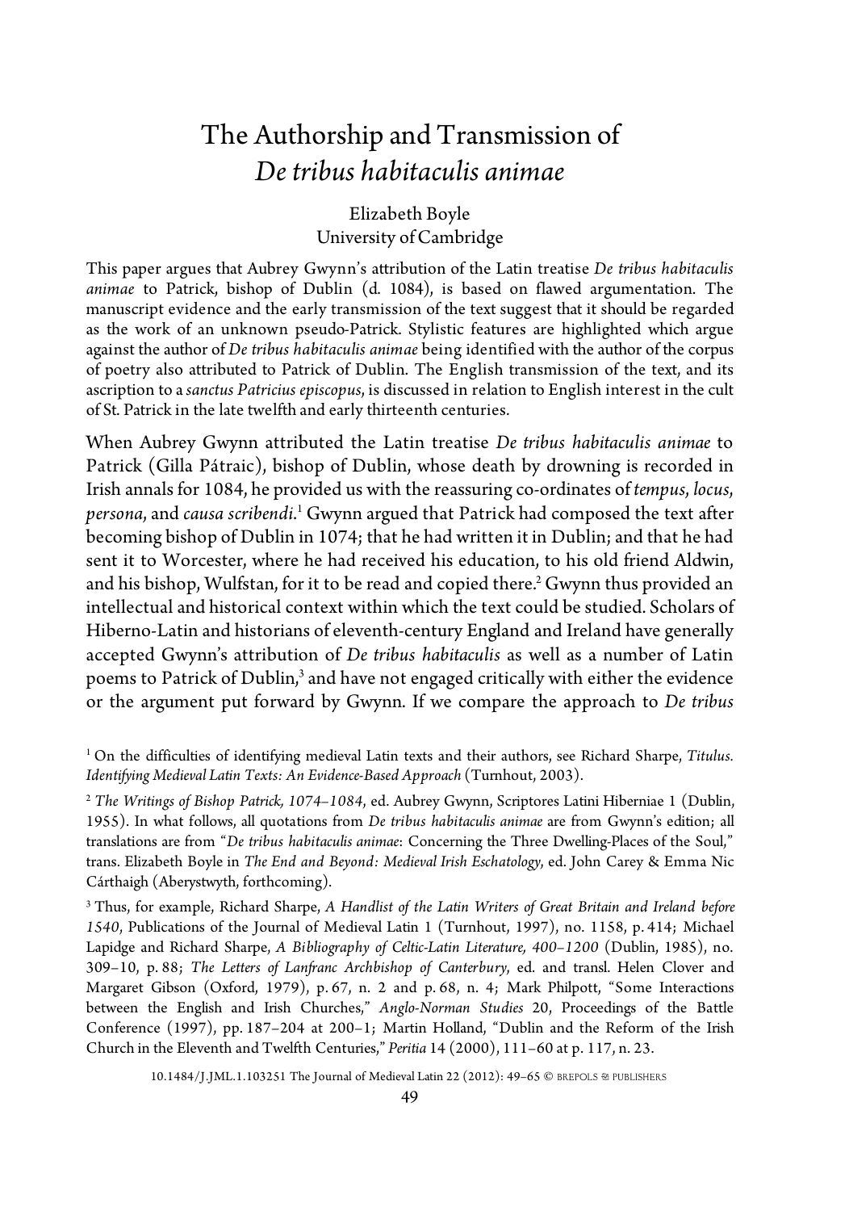# The Authorship and Transmission of *De tribus habitaculis animae*

Elizabeth Boyle
University of Cambridge

This paper argues that Aubrey Gwynn's attribution of the Latin treatise *De tribus habitaculis animae* to Patrick, bishop of Dublin (d. 1084), is based on flawed argumentation. The manuscript evidence and the early transmission of the text suggest that it should be regarded as the work of an unknown pseudo-Patrick. Stylistic features are highlighted which argue against the author of *De tribus habitaculis animae* being identified with the author of the corpus of poetry also attributed to Patrick of Dublin. The English transmission of the text, and its ascription to a *sanctus Patricius episcopus*, is discussed in relation to English interest in the cult of St. Patrick in the late twelfth and early thirteenth centuries.

When Aubrey Gwynn attributed the Latin treatise *De tribus habitaculis animae* to Patrick (Gilla Pátraic), bishop of Dublin, whose death by drowning is recorded in Irish annals for 1084, he provided us with the reassuring co-ordinates of *tempus*, *locus*, *persona*, and *causa scribendi*.[1] Gwynn argued that Patrick had composed the text after becoming bishop of Dublin in 1074; that he had written it in Dublin; and that he had sent it to Worcester, where he had received his education, to his old friend Aldwin, and his bishop, Wulfstan, for it to be read and copied there.[2] Gwynn thus provided an intellectual and historical context within which the text could be studied. Scholars of Hiberno-Latin and historians of eleventh-century England and Ireland have generally accepted Gwynn's attribution of *De tribus habitaculis* as well as a number of Latin poems to Patrick of Dublin,[3] and have not engaged critically with either the evidence or the argument put forward by Gwynn. If we compare the approach to *De tribus*

[1] On the difficulties of identifying medieval Latin texts and their authors, see Richard Sharpe, *Titulus. Identifying Medieval Latin Texts: An Evidence-Based Approach* (Turnhout, 2003).

[2] *The Writings of Bishop Patrick, 1074–1084*, ed. Aubrey Gwynn, Scriptores Latini Hiberniae 1 (Dublin, 1955). In what follows, all quotations from *De tribus habitaculis animae* are from Gwynn's edition; all translations are from "*De tribus habitaculis animae*: Concerning the Three Dwelling-Places of the Soul," trans. Elizabeth Boyle in *The End and Beyond: Medieval Irish Eschatology*, ed. John Carey & Emma Nic Cárthaigh (Aberystwyth, forthcoming).

[3] Thus, for example, Richard Sharpe, *A Handlist of the Latin Writers of Great Britain and Ireland before 1540*, Publications of the Journal of Medieval Latin 1 (Turnhout, 1997), no. 1158, p. 414; Michael Lapidge and Richard Sharpe, *A Bibliography of Celtic-Latin Literature, 400–1200* (Dublin, 1985), no. 309–10, p. 88; *The Letters of Lanfranc Archbishop of Canterbury*, ed. and transl. Helen Clover and Margaret Gibson (Oxford, 1979), p. 67, n. 2 and p. 68, n. 4; Mark Philpott, "Some Interactions between the English and Irish Churches," *Anglo-Norman Studies* 20, Proceedings of the Battle Conference (1997), pp. 187–204 at 200–1; Martin Holland, "Dublin and the Reform of the Irish Church in the Eleventh and Twelfth Centuries," *Peritia* 14 (2000), 111–60 at p. 117, n. 23.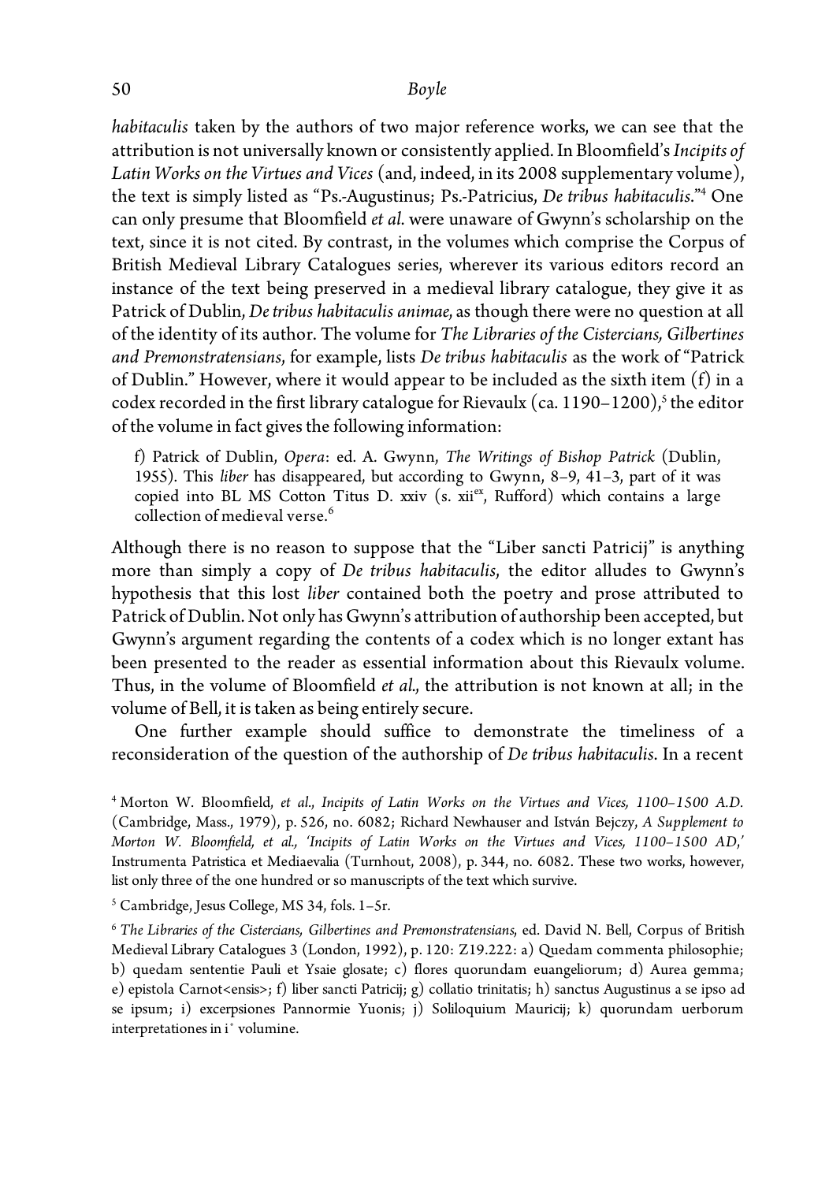*habitaculis* taken by the authors of two major reference works, we can see that the attribution is not universally known or consistently applied. In Bloomfield's *Incipits of Latin Works on the Virtues and Vices* (and, indeed, in its 2008 supplementary volume), the text is simply listed as "Ps.-Augustinus; Ps.-Patricius, *De tribus habitaculis*."[4] One can only presume that Bloomfield *et al*. were unaware of Gwynn's scholarship on the text, since it is not cited. By contrast, in the volumes which comprise the Corpus of British Medieval Library Catalogues series, wherever its various editors record an instance of the text being preserved in a medieval library catalogue, they give it as Patrick of Dublin, *De tribus habitaculis animae*, as though there were no question at all of the identity of its author. The volume for *The Libraries of the Cistercians, Gilbertines and Premonstratensians*, for example, lists *De tribus habitaculis* as the work of "Patrick of Dublin." However, where it would appear to be included as the sixth item (f) in a codex recorded in the first library catalogue for Rievaulx (ca. 1190–1200),[5] the editor of the volume in fact gives the following information:

> f) Patrick of Dublin, *Opera*: ed. A. Gwynn, *The Writings of Bishop Patrick* (Dublin, 1955). This *liber* has disappeared, but according to Gwynn, 8–9, 41–3, part of it was copied into BL MS Cotton Titus D. xxiv (s. xii$^{ex}$, Rufford) which contains a large collection of medieval verse.[6]

Although there is no reason to suppose that the "Liber sancti Patricij" is anything more than simply a copy of *De tribus habitaculis*, the editor alludes to Gwynn's hypothesis that this lost *liber* contained both the poetry and prose attributed to Patrick of Dublin. Not only has Gwynn's attribution of authorship been accepted, but Gwynn's argument regarding the contents of a codex which is no longer extant has been presented to the reader as essential information about this Rievaulx volume. Thus, in the volume of Bloomfield *et al*., the attribution is not known at all; in the volume of Bell, it is taken as being entirely secure.

One further example should suffice to demonstrate the timeliness of a reconsideration of the question of the authorship of *De tribus habitaculis*. In a recent

[4] Morton W. Bloomfield, *et al*., *Incipits of Latin Works on the Virtues and Vices, 1100–1500 A.D.* (Cambridge, Mass., 1979), p. 526, no. 6082; Richard Newhauser and István Bejczy, *A Supplement to Morton W. Bloomfield, et al., 'Incipits of Latin Works on the Virtues and Vices, 1100–1500 AD,'* Instrumenta Patristica et Mediaevalia (Turnhout, 2008), p. 344, no. 6082. These two works, however, list only three of the one hundred or so manuscripts of the text which survive.

[5] Cambridge, Jesus College, MS 34, fols. 1–5r.

[6] *The Libraries of the Cistercians, Gilbertines and Premonstratensians*, ed. David N. Bell, Corpus of British Medieval Library Catalogues 3 (London, 1992), p. 120: Z19.222: a) Quedam commenta philosophie; b) quedam sententie Pauli et Ysaie glosate; c) flores quorundam euangeliorum; d) Aurea gemma; e) epistola Carnot<ensis>; f) liber sancti Patricij; g) collatio trinitatis; h) sanctus Augustinus a se ipso ad se ipsum; i) excerpsiones Pannormie Yuonis; j) Soliloquium Mauricij; k) quorundam uerborum interpretationes in i° volumine.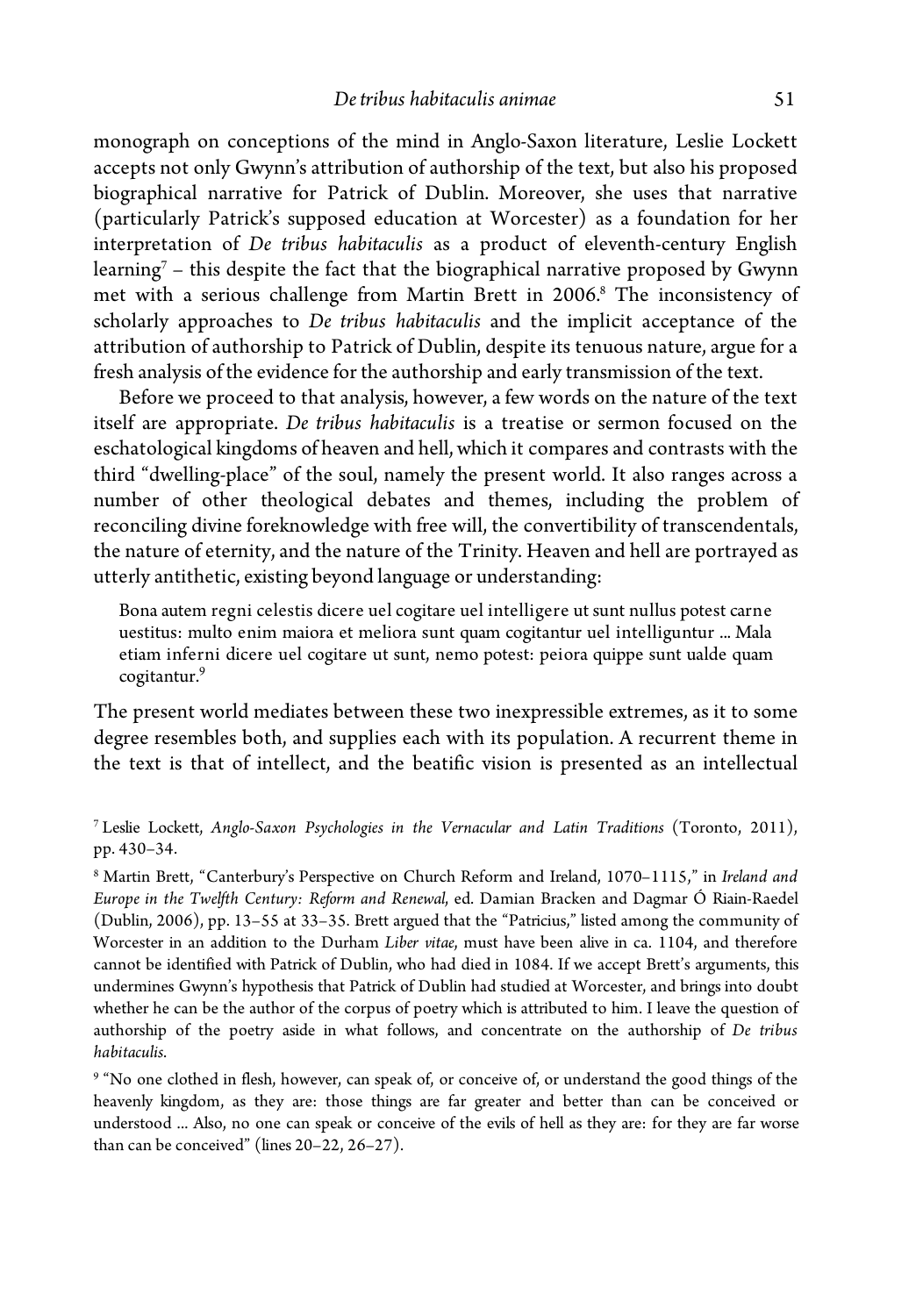monograph on conceptions of the mind in Anglo-Saxon literature, Leslie Lockett accepts not only Gwynn's attribution of authorship of the text, but also his proposed biographical narrative for Patrick of Dublin. Moreover, she uses that narrative (particularly Patrick's supposed education at Worcester) as a foundation for her interpretation of *De tribus habitaculis* as a product of eleventh-century English learning[7] – this despite the fact that the biographical narrative proposed by Gwynn met with a serious challenge from Martin Brett in 2006.[8] The inconsistency of scholarly approaches to *De tribus habitaculis* and the implicit acceptance of the attribution of authorship to Patrick of Dublin, despite its tenuous nature, argue for a fresh analysis of the evidence for the authorship and early transmission of the text.

Before we proceed to that analysis, however, a few words on the nature of the text itself are appropriate. *De tribus habitaculis* is a treatise or sermon focused on the eschatological kingdoms of heaven and hell, which it compares and contrasts with the third "dwelling-place" of the soul, namely the present world. It also ranges across a number of other theological debates and themes, including the problem of reconciling divine foreknowledge with free will, the convertibility of transcendentals, the nature of eternity, and the nature of the Trinity. Heaven and hell are portrayed as utterly antithetic, existing beyond language or understanding:

> Bona autem regni celestis dicere uel cogitare uel intelligere ut sunt nullus potest carne uestitus: multo enim maiora et meliora sunt quam cogitantur uel intelliguntur ... Mala etiam inferni dicere uel cogitare ut sunt, nemo potest: peiora quippe sunt ualde quam cogitantur.[9]

The present world mediates between these two inexpressible extremes, as it to some degree resembles both, and supplies each with its population. A recurrent theme in the text is that of intellect, and the beatific vision is presented as an intellectual

[7] Leslie Lockett, *Anglo-Saxon Psychologies in the Vernacular and Latin Traditions* (Toronto, 2011), pp. 430–34.

[8] Martin Brett, "Canterbury's Perspective on Church Reform and Ireland, 1070–1115," in *Ireland and Europe in the Twelfth Century: Reform and Renewal*, ed. Damian Bracken and Dagmar Ó Riain-Raedel (Dublin, 2006), pp. 13–55 at 33–35. Brett argued that the "Patricius," listed among the community of Worcester in an addition to the Durham *Liber vitae*, must have been alive in ca. 1104, and therefore cannot be identified with Patrick of Dublin, who had died in 1084. If we accept Brett's arguments, this undermines Gwynn's hypothesis that Patrick of Dublin had studied at Worcester, and brings into doubt whether he can be the author of the corpus of poetry which is attributed to him. I leave the question of authorship of the poetry aside in what follows, and concentrate on the authorship of *De tribus habitaculis*.

[9] "No one clothed in flesh, however, can speak of, or conceive of, or understand the good things of the heavenly kingdom, as they are: those things are far greater and better than can be conceived or understood ... Also, no one can speak or conceive of the evils of hell as they are: for they are far worse than can be conceived" (lines 20–22, 26–27).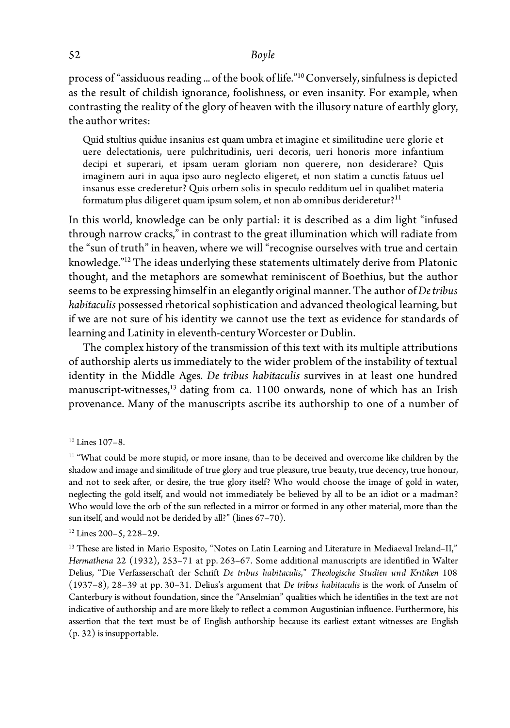process of "assiduous reading ... of the book of life."[10] Conversely, sinfulness is depicted as the result of childish ignorance, foolishness, or even insanity. For example, when contrasting the reality of the glory of heaven with the illusory nature of earthly glory, the author writes:

> Quid stultius quidue insanius est quam umbra et imagine et similitudine uere glorie et uere delectationis, uere pulchritudinis, ueri decoris, ueri honoris more infantium decipi et superari, et ipsam ueram gloriam non querere, non desiderare? Quis imaginem auri in aqua ipso auro neglecto eligeret, et non statim a cunctis fatuus uel insanus esse crederetur? Quis orbem solis in speculo redditum uel in qualibet materia formatum plus diligeret quam ipsum solem, et non ab omnibus derideretur?[11]

In this world, knowledge can be only partial: it is described as a dim light "infused through narrow cracks," in contrast to the great illumination which will radiate from the "sun of truth" in heaven, where we will "recognise ourselves with true and certain knowledge."[12] The ideas underlying these statements ultimately derive from Platonic thought, and the metaphors are somewhat reminiscent of Boethius, but the author seems to be expressing himself in an elegantly original manner. The author of *De tribus habitaculis* possessed rhetorical sophistication and advanced theological learning, but if we are not sure of his identity we cannot use the text as evidence for standards of learning and Latinity in eleventh-century Worcester or Dublin.

The complex history of the transmission of this text with its multiple attributions of authorship alerts us immediately to the wider problem of the instability of textual identity in the Middle Ages. *De tribus habitaculis* survives in at least one hundred manuscript-witnesses,[13] dating from ca. 1100 onwards, none of which has an Irish provenance. Many of the manuscripts ascribe its authorship to one of a number of

---

[10] Lines 107–8.

[11] "What could be more stupid, or more insane, than to be deceived and overcome like children by the shadow and image and similitude of true glory and true pleasure, true beauty, true decency, true honour, and not to seek after, or desire, the true glory itself? Who would choose the image of gold in water, neglecting the gold itself, and would not immediately be believed by all to be an idiot or a madman? Who would love the orb of the sun reflected in a mirror or formed in any other material, more than the sun itself, and would not be derided by all?" (lines 67–70).

[12] Lines 200–5, 228–29.

[13] These are listed in Mario Esposito, "Notes on Latin Learning and Literature in Mediaeval Ireland–II," *Hermathena* 22 (1932), 253–71 at pp. 263–67. Some additional manuscripts are identified in Walter Delius, "Die Verfasserschaft der Schrift *De tribus habitaculis*," *Theologische Studien und Kritiken* 108 (1937–8), 28–39 at pp. 30–31. Delius's argument that *De tribus habitaculis* is the work of Anselm of Canterbury is without foundation, since the "Anselmian" qualities which he identifies in the text are not indicative of authorship and are more likely to reflect a common Augustinian influence. Furthermore, his assertion that the text must be of English authorship because its earliest extant witnesses are English (p. 32) is insupportable.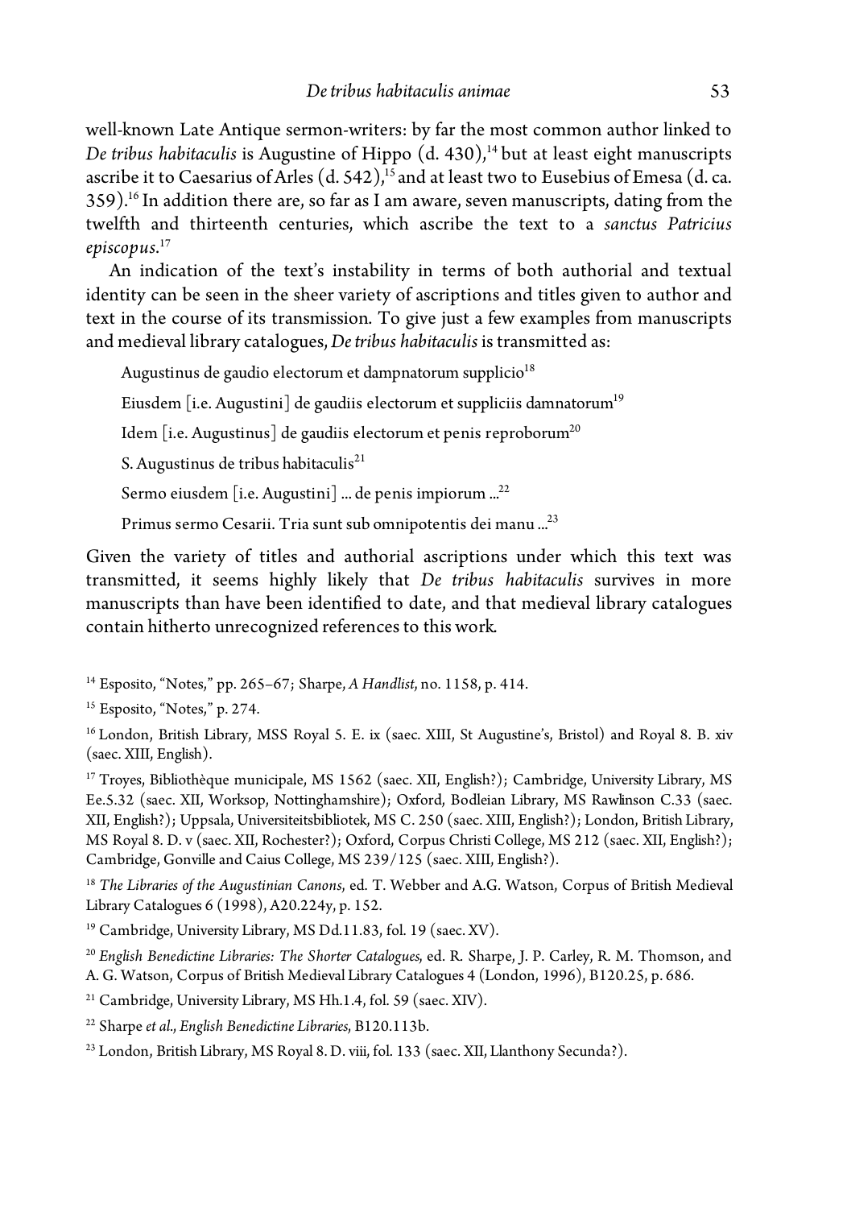well-known Late Antique sermon-writers: by far the most common author linked to *De tribus habitaculis* is Augustine of Hippo (d. 430),[14] but at least eight manuscripts ascribe it to Caesarius of Arles (d. 542),[15] and at least two to Eusebius of Emesa (d. ca. 359).[16] In addition there are, so far as I am aware, seven manuscripts, dating from the twelfth and thirteenth centuries, which ascribe the text to a *sanctus Patricius episcopus*.[17]

An indication of the text's instability in terms of both authorial and textual identity can be seen in the sheer variety of ascriptions and titles given to author and text in the course of its transmission. To give just a few examples from manuscripts and medieval library catalogues, *De tribus habitaculis* is transmitted as:

> Augustinus de gaudio electorum et dampnatorum supplicio[18]
>
> Eiusdem [i.e. Augustini] de gaudiis electorum et suppliciis damnatorum[19]
>
> Idem [i.e. Augustinus] de gaudiis electorum et penis reproborum[20]
>
> S. Augustinus de tribus habitaculis[21]
>
> Sermo eiusdem [i.e. Augustini] ... de penis impiorum ...[22]
>
> Primus sermo Cesarii. Tria sunt sub omnipotentis dei manu ...[23]

Given the variety of titles and authorial ascriptions under which this text was transmitted, it seems highly likely that *De tribus habitaculis* survives in more manuscripts than have been identified to date, and that medieval library catalogues contain hitherto unrecognized references to this work.

---

[14] Esposito, "Notes," pp. 265–67; Sharpe, *A Handlist*, no. 1158, p. 414.

[15] Esposito, "Notes," p. 274.

[16] London, British Library, MSS Royal 5. E. ix (saec. XIII, St Augustine's, Bristol) and Royal 8. B. xiv (saec. XIII, English).

[17] Troyes, Bibliothèque municipale, MS 1562 (saec. XII, English?); Cambridge, University Library, MS Ee.5.32 (saec. XII, Worksop, Nottinghamshire); Oxford, Bodleian Library, MS Rawlinson C.33 (saec. XII, English?); Uppsala, Universiteitsbibliotek, MS C. 250 (saec. XIII, English?); London, British Library, MS Royal 8. D. v (saec. XII, Rochester?); Oxford, Corpus Christi College, MS 212 (saec. XII, English?); Cambridge, Gonville and Caius College, MS 239/125 (saec. XIII, English?).

[18] *The Libraries of the Augustinian Canons*, ed. T. Webber and A.G. Watson, Corpus of British Medieval Library Catalogues 6 (1998), A20.224y, p. 152.

[19] Cambridge, University Library, MS Dd.11.83, fol. 19 (saec. XV).

[20] *English Benedictine Libraries: The Shorter Catalogues*, ed. R. Sharpe, J. P. Carley, R. M. Thomson, and A. G. Watson, Corpus of British Medieval Library Catalogues 4 (London, 1996), B120.25, p. 686.

[21] Cambridge, University Library, MS Hh.1.4, fol. 59 (saec. XIV).

[22] Sharpe *et al*., *English Benedictine Libraries*, B120.113b.

[23] London, British Library, MS Royal 8. D. viii, fol. 133 (saec. XII, Llanthony Secunda?).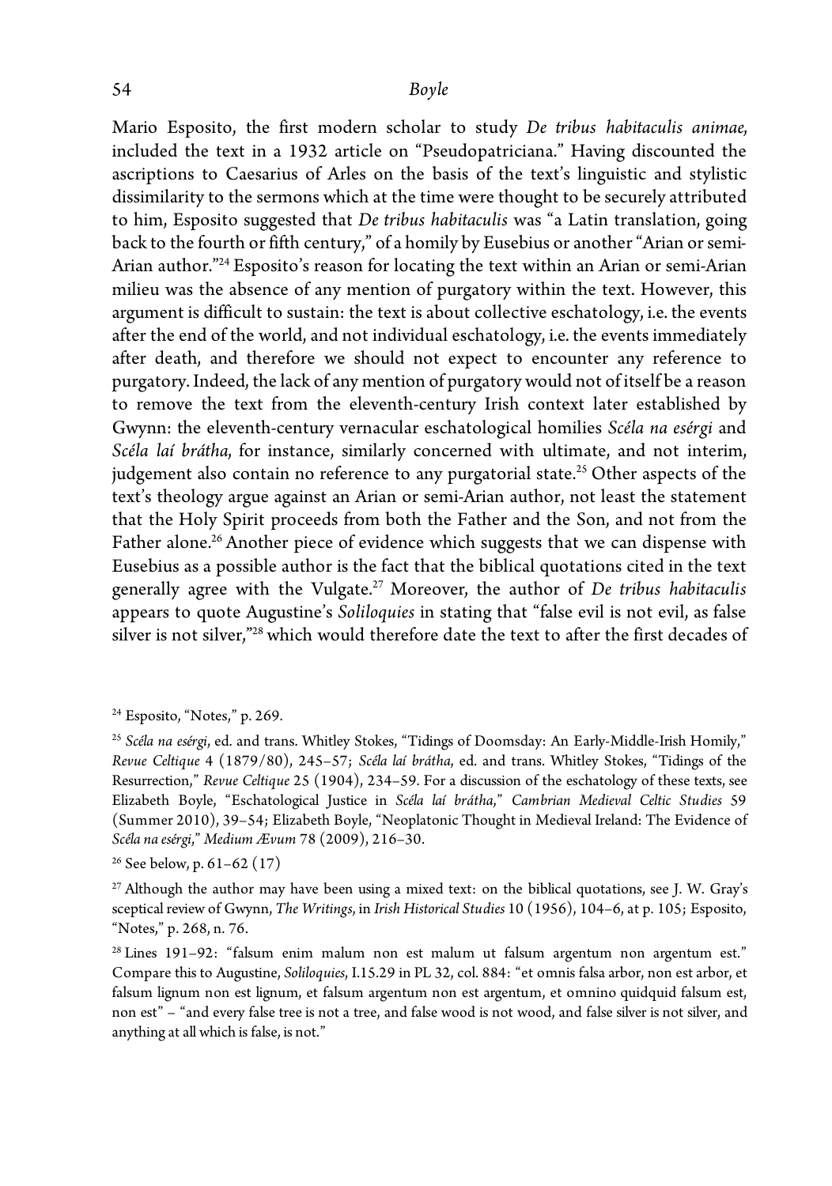Mario Esposito, the first modern scholar to study *De tribus habitaculis animae*, included the text in a 1932 article on "Pseudopatriciana." Having discounted the ascriptions to Caesarius of Arles on the basis of the text's linguistic and stylistic dissimilarity to the sermons which at the time were thought to be securely attributed to him, Esposito suggested that *De tribus habitaculis* was "a Latin translation, going back to the fourth or fifth century," of a homily by Eusebius or another "Arian or semi-Arian author."[24] Esposito's reason for locating the text within an Arian or semi-Arian milieu was the absence of any mention of purgatory within the text. However, this argument is difficult to sustain: the text is about collective eschatology, i.e. the events after the end of the world, and not individual eschatology, i.e. the events immediately after death, and therefore we should not expect to encounter any reference to purgatory. Indeed, the lack of any mention of purgatory would not of itself be a reason to remove the text from the eleventh-century Irish context later established by Gwynn: the eleventh-century vernacular eschatological homilies *Scéla na esérgi* and *Scéla laí brátha*, for instance, similarly concerned with ultimate, and not interim, judgement also contain no reference to any purgatorial state.[25] Other aspects of the text's theology argue against an Arian or semi-Arian author, not least the statement that the Holy Spirit proceeds from both the Father and the Son, and not from the Father alone.[26] Another piece of evidence which suggests that we can dispense with Eusebius as a possible author is the fact that the biblical quotations cited in the text generally agree with the Vulgate.[27] Moreover, the author of *De tribus habitaculis* appears to quote Augustine's *Soliloquies* in stating that "false evil is not evil, as false silver is not silver,"[28] which would therefore date the text to after the first decades of

[24] Esposito, "Notes," p. 269.

[25] *Scéla na esérgi*, ed. and trans. Whitley Stokes, "Tidings of Doomsday: An Early-Middle-Irish Homily," *Revue Celtique* 4 (1879/80), 245–57; *Scéla laí brátha*, ed. and trans. Whitley Stokes, "Tidings of the Resurrection," *Revue Celtique* 25 (1904), 234–59. For a discussion of the eschatology of these texts, see Elizabeth Boyle, "Eschatological Justice in *Scéla laí brátha*," *Cambrian Medieval Celtic Studies* 59 (Summer 2010), 39–54; Elizabeth Boyle, "Neoplatonic Thought in Medieval Ireland: The Evidence of *Scéla na esérgi*," *Medium Ævum* 78 (2009), 216–30.

[26] See below, p. 61–62 (17)

[27] Although the author may have been using a mixed text: on the biblical quotations, see J. W. Gray's sceptical review of Gwynn, *The Writings*, in *Irish Historical Studies* 10 (1956), 104–6, at p. 105; Esposito, "Notes," p. 268, n. 76.

[28] Lines 191–92: "falsum enim malum non est malum ut falsum argentum non argentum est." Compare this to Augustine, *Soliloquies*, I.15.29 in PL 32, col. 884: "et omnis falsa arbor, non est arbor, et falsum lignum non est lignum, et falsum argentum non est argentum, et omnino quidquid falsum est, non est" – "and every false tree is not a tree, and false wood is not wood, and false silver is not silver, and anything at all which is false, is not."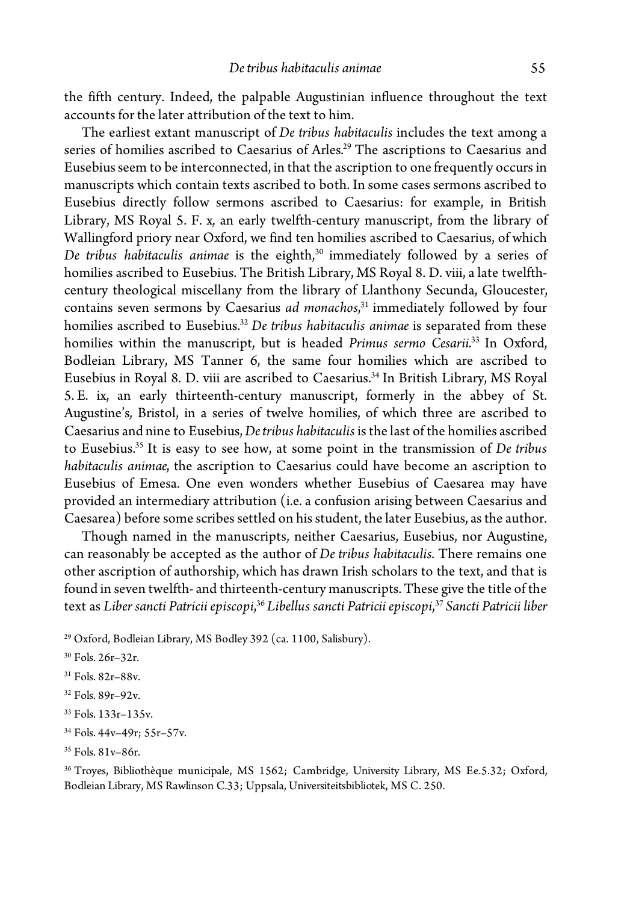the fifth century. Indeed, the palpable Augustinian influence throughout the text accounts for the later attribution of the text to him.

The earliest extant manuscript of *De tribus habitaculis* includes the text among a series of homilies ascribed to Caesarius of Arles.[29] The ascriptions to Caesarius and Eusebius seem to be interconnected, in that the ascription to one frequently occurs in manuscripts which contain texts ascribed to both. In some cases sermons ascribed to Eusebius directly follow sermons ascribed to Caesarius: for example, in British Library, MS Royal 5. F. x, an early twelfth-century manuscript, from the library of Wallingford priory near Oxford, we find ten homilies ascribed to Caesarius, of which *De tribus habitaculis animae* is the eighth,[30] immediately followed by a series of homilies ascribed to Eusebius. The British Library, MS Royal 8. D. viii, a late twelfth-century theological miscellany from the library of Llanthony Secunda, Gloucester, contains seven sermons by Caesarius *ad monachos*,[31] immediately followed by four homilies ascribed to Eusebius.[32] *De tribus habitaculis animae* is separated from these homilies within the manuscript, but is headed *Primus sermo Cesarii*.[33] In Oxford, Bodleian Library, MS Tanner 6, the same four homilies which are ascribed to Eusebius in Royal 8. D. viii are ascribed to Caesarius.[34] In British Library, MS Royal 5. E. ix, an early thirteenth-century manuscript, formerly in the abbey of St. Augustine's, Bristol, in a series of twelve homilies, of which three are ascribed to Caesarius and nine to Eusebius, *De tribus habitaculis* is the last of the homilies ascribed to Eusebius.[35] It is easy to see how, at some point in the transmission of *De tribus habitaculis animae*, the ascription to Caesarius could have become an ascription to Eusebius of Emesa. One even wonders whether Eusebius of Caesarea may have provided an intermediary attribution (i.e. a confusion arising between Caesarius and Caesarea) before some scribes settled on his student, the later Eusebius, as the author.

Though named in the manuscripts, neither Caesarius, Eusebius, nor Augustine, can reasonably be accepted as the author of *De tribus habitaculis*. There remains one other ascription of authorship, which has drawn Irish scholars to the text, and that is found in seven twelfth- and thirteenth-century manuscripts. These give the title of the text as *Liber sancti Patricii episcopi*,[36] *Libellus sancti Patricii episcopi*,[37] *Sancti Patricii liber*

[29] Oxford, Bodleian Library, MS Bodley 392 (ca. 1100, Salisbury).

[30] Fols. 26r–32r.

[31] Fols. 82r–88v.

[32] Fols. 89r–92v.

[33] Fols. 133r–135v.

[34] Fols. 44v–49r; 55r–57v.

[35] Fols. 81v–86r.

[36] Troyes, Bibliothèque municipale, MS 1562; Cambridge, University Library, MS Ee.5.32; Oxford, Bodleian Library, MS Rawlinson C.33; Uppsala, Universiteitsbibliotek, MS C. 250.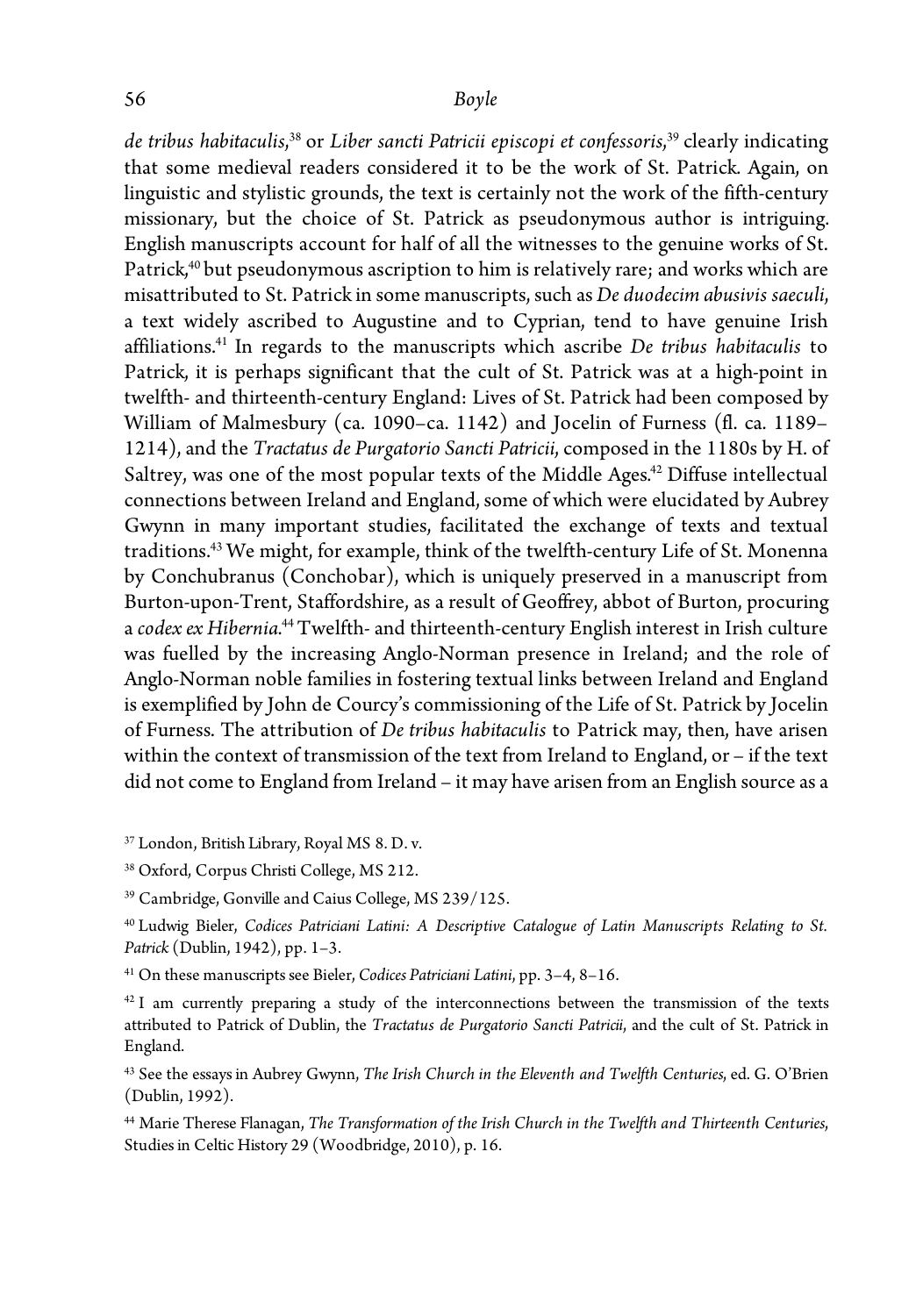*de tribus habitaculis*,[38] or *Liber sancti Patricii episcopi et confessoris*,[39] clearly indicating that some medieval readers considered it to be the work of St. Patrick. Again, on linguistic and stylistic grounds, the text is certainly not the work of the fifth-century missionary, but the choice of St. Patrick as pseudonymous author is intriguing. English manuscripts account for half of all the witnesses to the genuine works of St. Patrick,[40] but pseudonymous ascription to him is relatively rare; and works which are misattributed to St. Patrick in some manuscripts, such as *De duodecim abusivis saeculi*, a text widely ascribed to Augustine and to Cyprian, tend to have genuine Irish affiliations.[41] In regards to the manuscripts which ascribe *De tribus habitaculis* to Patrick, it is perhaps significant that the cult of St. Patrick was at a high-point in twelfth- and thirteenth-century England: Lives of St. Patrick had been composed by William of Malmesbury (ca. 1090–ca. 1142) and Jocelin of Furness (fl. ca. 1189–1214), and the *Tractatus de Purgatorio Sancti Patricii*, composed in the 1180s by H. of Saltrey, was one of the most popular texts of the Middle Ages.[42] Diffuse intellectual connections between Ireland and England, some of which were elucidated by Aubrey Gwynn in many important studies, facilitated the exchange of texts and textual traditions.[43] We might, for example, think of the twelfth-century Life of St. Monenna by Conchubranus (Conchobar), which is uniquely preserved in a manuscript from Burton-upon-Trent, Staffordshire, as a result of Geoffrey, abbot of Burton, procuring a *codex ex Hibernia*.[44] Twelfth- and thirteenth-century English interest in Irish culture was fuelled by the increasing Anglo-Norman presence in Ireland; and the role of Anglo-Norman noble families in fostering textual links between Ireland and England is exemplified by John de Courcy's commissioning of the Life of St. Patrick by Jocelin of Furness. The attribution of *De tribus habitaculis* to Patrick may, then, have arisen within the context of transmission of the text from Ireland to England, or – if the text did not come to England from Ireland – it may have arisen from an English source as a

[37] London, British Library, Royal MS 8. D. v.

[38] Oxford, Corpus Christi College, MS 212.

[39] Cambridge, Gonville and Caius College, MS 239/125.

[40] Ludwig Bieler, *Codices Patriciani Latini: A Descriptive Catalogue of Latin Manuscripts Relating to St. Patrick* (Dublin, 1942), pp. 1–3.

[41] On these manuscripts see Bieler, *Codices Patriciani Latini*, pp. 3–4, 8–16.

[42] I am currently preparing a study of the interconnections between the transmission of the texts attributed to Patrick of Dublin, the *Tractatus de Purgatorio Sancti Patricii*, and the cult of St. Patrick in England.

[43] See the essays in Aubrey Gwynn, *The Irish Church in the Eleventh and Twelfth Centuries*, ed. G. O'Brien (Dublin, 1992).

[44] Marie Therese Flanagan, *The Transformation of the Irish Church in the Twelfth and Thirteenth Centuries*, Studies in Celtic History 29 (Woodbridge, 2010), p. 16.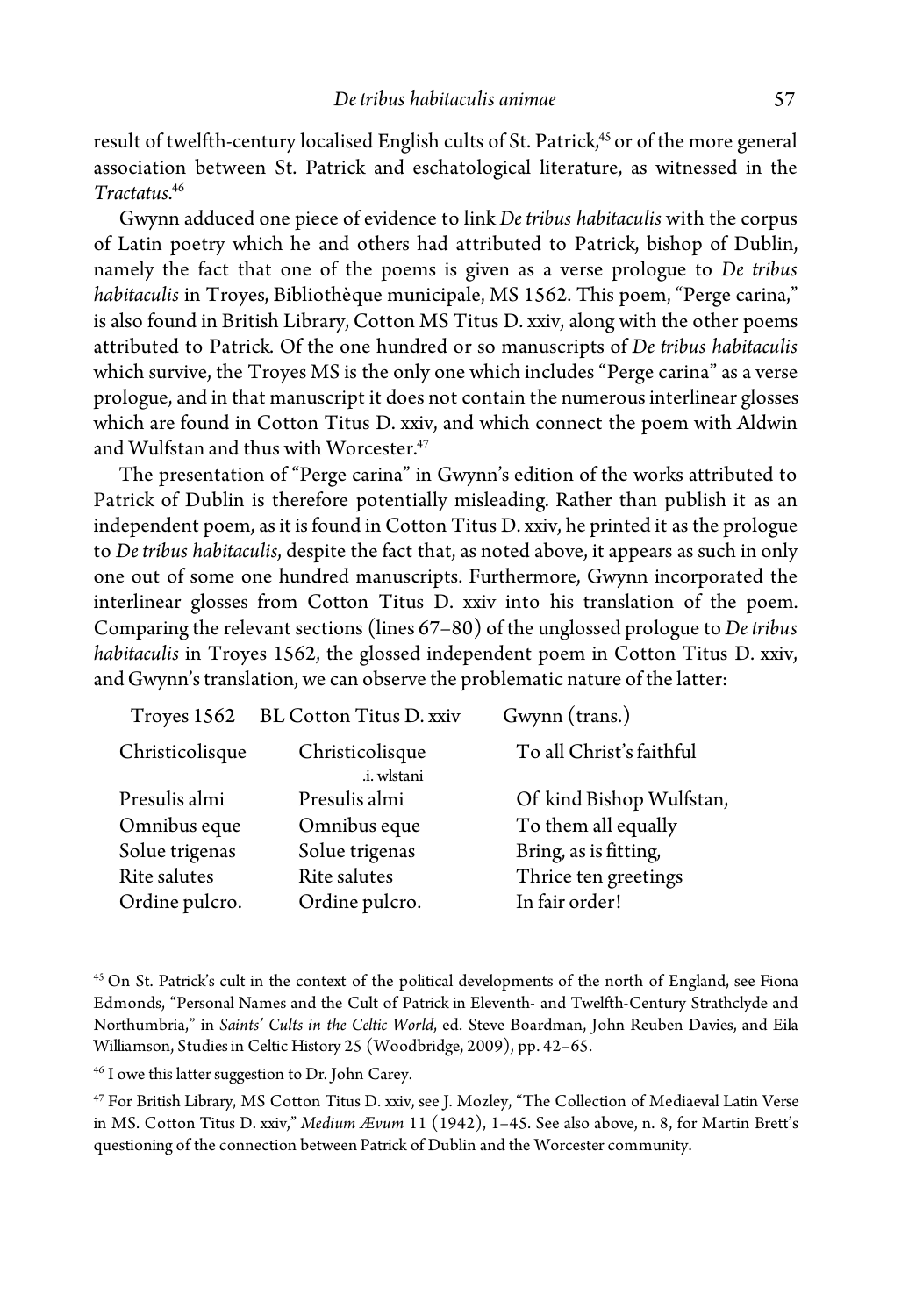result of twelfth-century localised English cults of St. Patrick,[45] or of the more general association between St. Patrick and eschatological literature, as witnessed in the *Tractatus*.[46]

Gwynn adduced one piece of evidence to link *De tribus habitaculis* with the corpus of Latin poetry which he and others had attributed to Patrick, bishop of Dublin, namely the fact that one of the poems is given as a verse prologue to *De tribus habitaculis* in Troyes, Bibliothèque municipale, MS 1562. This poem, "Perge carina," is also found in British Library, Cotton MS Titus D. xxiv, along with the other poems attributed to Patrick. Of the one hundred or so manuscripts of *De tribus habitaculis* which survive, the Troyes MS is the only one which includes "Perge carina" as a verse prologue, and in that manuscript it does not contain the numerous interlinear glosses which are found in Cotton Titus D. xxiv, and which connect the poem with Aldwin and Wulfstan and thus with Worcester.[47]

The presentation of "Perge carina" in Gwynn's edition of the works attributed to Patrick of Dublin is therefore potentially misleading. Rather than publish it as an independent poem, as it is found in Cotton Titus D. xxiv, he printed it as the prologue to *De tribus habitaculis*, despite the fact that, as noted above, it appears as such in only one out of some one hundred manuscripts. Furthermore, Gwynn incorporated the interlinear glosses from Cotton Titus D. xxiv into his translation of the poem. Comparing the relevant sections (lines 67–80) of the unglossed prologue to *De tribus habitaculis* in Troyes 1562, the glossed independent poem in Cotton Titus D. xxiv, and Gwynn's translation, we can observe the problematic nature of the latter:

| Troyes 1562 | BL Cotton Titus D. xxiv | Gwynn (trans.) |
|---|---|---|
| Christicolisque | Christicolisque<br>.i. wlstani | To all Christ's faithful |
| Presulis almi | Presulis almi | Of kind Bishop Wulfstan, |
| Omnibus eque | Omnibus eque | To them all equally |
| Solue trigenas | Solue trigenas | Bring, as is fitting, |
| Rite salutes | Rite salutes | Thrice ten greetings |
| Ordine pulcro. | Ordine pulcro. | In fair order! |

[45] On St. Patrick's cult in the context of the political developments of the north of England, see Fiona Edmonds, "Personal Names and the Cult of Patrick in Eleventh- and Twelfth-Century Strathclyde and Northumbria," in *Saints' Cults in the Celtic World*, ed. Steve Boardman, John Reuben Davies, and Eila Williamson, Studies in Celtic History 25 (Woodbridge, 2009), pp. 42–65.

[46] I owe this latter suggestion to Dr. John Carey.

[47] For British Library, MS Cotton Titus D. xxiv, see J. Mozley, "The Collection of Mediaeval Latin Verse in MS. Cotton Titus D. xxiv," *Medium Ævum* 11 (1942), 1–45. See also above, n. 8, for Martin Brett's questioning of the connection between Patrick of Dublin and the Worcester community.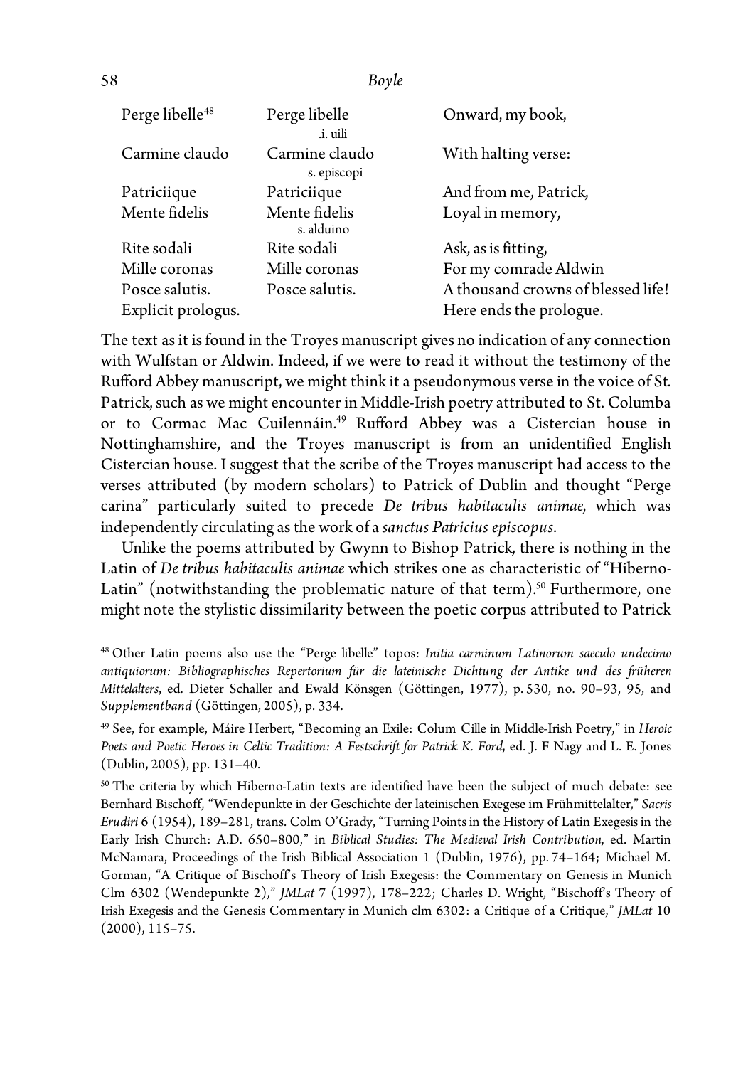| Perge libelle[48] | Perge libelle .i. uili | Onward, my book, |
|---|---|---|
| Carmine claudo | Carmine claudo s. episcopi | With halting verse: |
| Patriciique | Patriciique | And from me, Patrick, |
| Mente fidelis | Mente fidelis s. alduino | Loyal in memory, |
| Rite sodali | Rite sodali | Ask, as is fitting, |
| Mille coronas | Mille coronas | For my comrade Aldwin |
| Posce salutis. | Posce salutis. | A thousand crowns of blessed life! |
| Explicit prologus. | | Here ends the prologue. |

The text as it is found in the Troyes manuscript gives no indication of any connection with Wulfstan or Aldwin. Indeed, if we were to read it without the testimony of the Rufford Abbey manuscript, we might think it a pseudonymous verse in the voice of St. Patrick, such as we might encounter in Middle-Irish poetry attributed to St. Columba or to Cormac Mac Cuilennáin.[49] Rufford Abbey was a Cistercian house in Nottinghamshire, and the Troyes manuscript is from an unidentified English Cistercian house. I suggest that the scribe of the Troyes manuscript had access to the verses attributed (by modern scholars) to Patrick of Dublin and thought "Perge carina" particularly suited to precede *De tribus habitaculis animae*, which was independently circulating as the work of a *sanctus Patricius episcopus*.

Unlike the poems attributed by Gwynn to Bishop Patrick, there is nothing in the Latin of *De tribus habitaculis animae* which strikes one as characteristic of "Hiberno-Latin" (notwithstanding the problematic nature of that term).[50] Furthermore, one might note the stylistic dissimilarity between the poetic corpus attributed to Patrick

[48] Other Latin poems also use the "Perge libelle" topos: *Initia carminum Latinorum saeculo undecimo antiquiorum: Bibliographisches Repertorium für die lateinische Dichtung der Antike und des früheren Mittelalters*, ed. Dieter Schaller and Ewald Könsgen (Göttingen, 1977), p. 530, no. 90–93, 95, and *Supplementband* (Göttingen, 2005), p. 334.

[49] See, for example, Máire Herbert, "Becoming an Exile: Colum Cille in Middle-Irish Poetry," in *Heroic Poets and Poetic Heroes in Celtic Tradition: A Festschrift for Patrick K. Ford*, ed. J. F Nagy and L. E. Jones (Dublin, 2005), pp. 131–40.

[50] The criteria by which Hiberno-Latin texts are identified have been the subject of much debate: see Bernhard Bischoff, "Wendepunkte in der Geschichte der lateinischen Exegese im Frühmittelalter," *Sacris Erudiri* 6 (1954), 189–281, trans. Colm O'Grady, "Turning Points in the History of Latin Exegesis in the Early Irish Church: A.D. 650–800," in *Biblical Studies: The Medieval Irish Contribution*, ed. Martin McNamara, Proceedings of the Irish Biblical Association 1 (Dublin, 1976), pp. 74–164; Michael M. Gorman, "A Critique of Bischoff's Theory of Irish Exegesis: the Commentary on Genesis in Munich Clm 6302 (Wendepunkte 2)," *JMLat* 7 (1997), 178–222; Charles D. Wright, "Bischoff's Theory of Irish Exegesis and the Genesis Commentary in Munich clm 6302: a Critique of a Critique," *JMLat* 10 (2000), 115–75.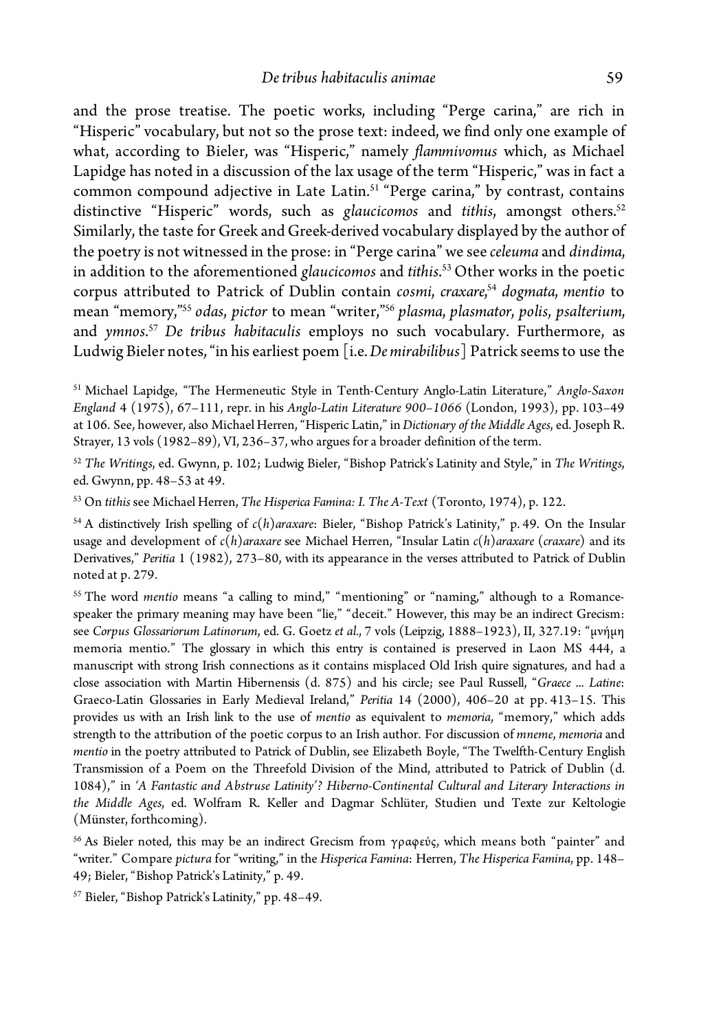and the prose treatise. The poetic works, including "Perge carina," are rich in "Hisperic" vocabulary, but not so the prose text: indeed, we find only one example of what, according to Bieler, was "Hisperic," namely *flammivomus* which, as Michael Lapidge has noted in a discussion of the lax usage of the term "Hisperic," was in fact a common compound adjective in Late Latin.[51] "Perge carina," by contrast, contains distinctive "Hisperic" words, such as *glaucicomos* and *tithis*, amongst others.[52] Similarly, the taste for Greek and Greek-derived vocabulary displayed by the author of the poetry is not witnessed in the prose: in "Perge carina" we see *celeuma* and *dindima*, in addition to the aforementioned *glaucicomos* and *tithis*.[53] Other works in the poetic corpus attributed to Patrick of Dublin contain *cosmi*, *craxare*,[54] *dogmata*, *mentio* to mean "memory,"[55] *odas*, *pictor* to mean "writer,"[56] *plasma*, *plasmator*, *polis*, *psalterium*, and *ymnos*.[57] *De tribus habitaculis* employs no such vocabulary. Furthermore, as Ludwig Bieler notes, "in his earliest poem [i.e. *De mirabilibus*] Patrick seems to use the

[51] Michael Lapidge, "The Hermeneutic Style in Tenth-Century Anglo-Latin Literature," *Anglo-Saxon England* 4 (1975), 67–111, repr. in his *Anglo-Latin Literature 900–1066* (London, 1993), pp. 103–49 at 106. See, however, also Michael Herren, "Hisperic Latin," in *Dictionary of the Middle Ages*, ed. Joseph R. Strayer, 13 vols (1982–89), VI, 236–37, who argues for a broader definition of the term.

[52] *The Writings*, ed. Gwynn, p. 102; Ludwig Bieler, "Bishop Patrick's Latinity and Style," in *The Writings*, ed. Gwynn, pp. 48–53 at 49.

[53] On *tithis* see Michael Herren, *The Hisperica Famina: I. The A-Text* (Toronto, 1974), p. 122.

[54] A distinctively Irish spelling of *c(h)araxare*: Bieler, "Bishop Patrick's Latinity," p. 49. On the Insular usage and development of *c(h)araxare* see Michael Herren, "Insular Latin *c(h)araxare* (*craxare*) and its Derivatives," *Peritia* 1 (1982), 273–80, with its appearance in the verses attributed to Patrick of Dublin noted at p. 279.

[55] The word *mentio* means "a calling to mind," "mentioning" or "naming," although to a Romance-speaker the primary meaning may have been "lie," "deceit." However, this may be an indirect Grecism: see *Corpus Glossariorum Latinorum*, ed. G. Goetz *et al.*, 7 vols (Leipzig, 1888–1923), II, 327.19: "μνήμη memoria mentio." The glossary in which this entry is contained is preserved in Laon MS 444, a manuscript with strong Irish connections as it contains misplaced Old Irish quire signatures, and had a close association with Martin Hibernensis (d. 875) and his circle; see Paul Russell, "*Graece ... Latine*: Graeco-Latin Glossaries in Early Medieval Ireland," *Peritia* 14 (2000), 406–20 at pp. 413–15. This provides us with an Irish link to the use of *mentio* as equivalent to *memoria*, "memory," which adds strength to the attribution of the poetic corpus to an Irish author. For discussion of *mneme*, *memoria* and *mentio* in the poetry attributed to Patrick of Dublin, see Elizabeth Boyle, "The Twelfth-Century English Transmission of a Poem on the Threefold Division of the Mind, attributed to Patrick of Dublin (d. 1084)," in *'A Fantastic and Abstruse Latinity'? Hiberno-Continental Cultural and Literary Interactions in the Middle Ages*, ed. Wolfram R. Keller and Dagmar Schlüter, Studien und Texte zur Keltologie (Münster, forthcoming).

[56] As Bieler noted, this may be an indirect Grecism from γραφεύς, which means both "painter" and "writer." Compare *pictura* for "writing," in the *Hisperica Famina*: Herren, *The Hisperica Famina*, pp. 148–49; Bieler, "Bishop Patrick's Latinity," p. 49.

[57] Bieler, "Bishop Patrick's Latinity," pp. 48–49.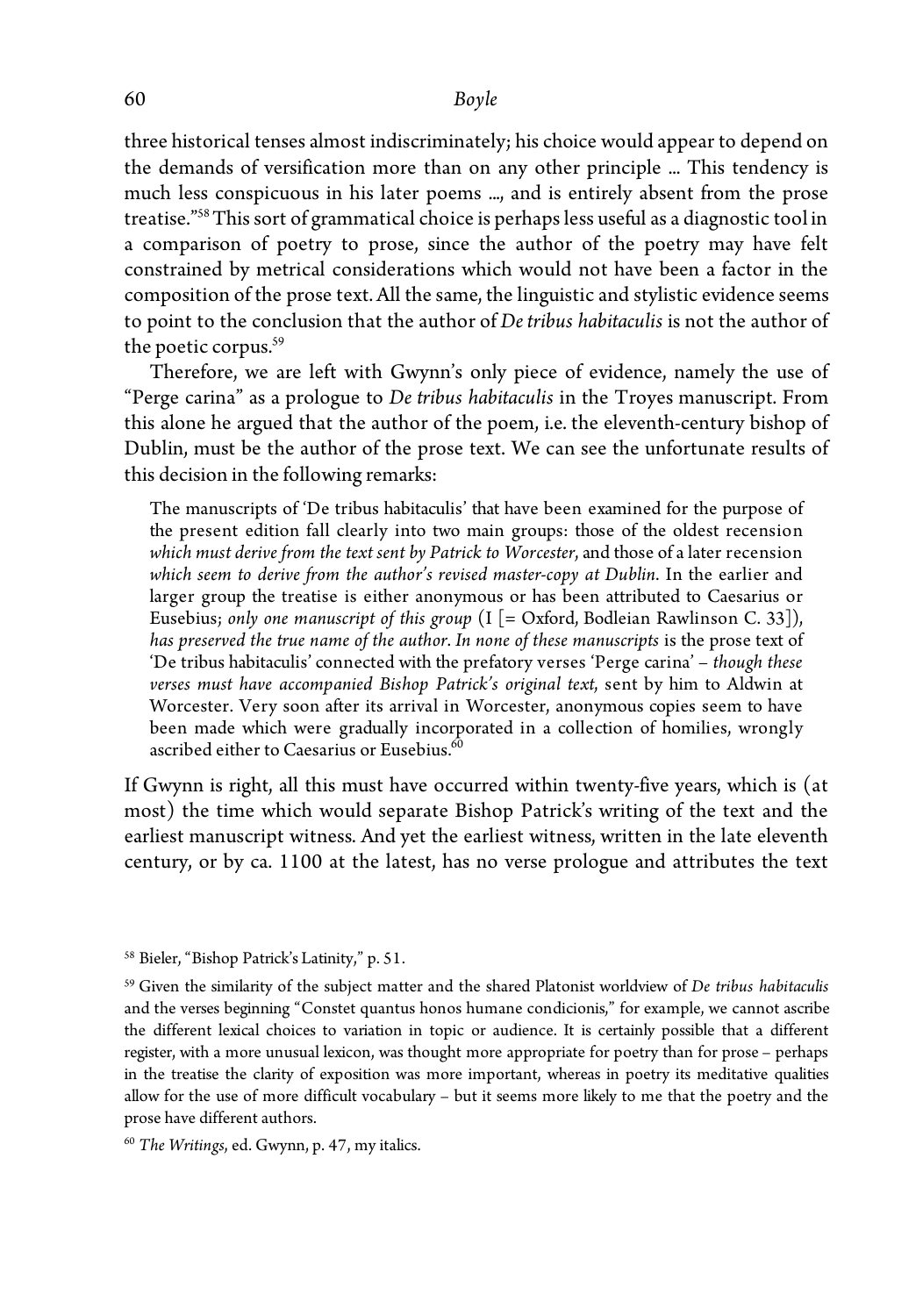three historical tenses almost indiscriminately; his choice would appear to depend on the demands of versification more than on any other principle ... This tendency is much less conspicuous in his later poems ..., and is entirely absent from the prose treatise."[58] This sort of grammatical choice is perhaps less useful as a diagnostic tool in a comparison of poetry to prose, since the author of the poetry may have felt constrained by metrical considerations which would not have been a factor in the composition of the prose text. All the same, the linguistic and stylistic evidence seems to point to the conclusion that the author of *De tribus habitaculis* is not the author of the poetic corpus.[59]

Therefore, we are left with Gwynn's only piece of evidence, namely the use of "Perge carina" as a prologue to *De tribus habitaculis* in the Troyes manuscript. From this alone he argued that the author of the poem, i.e. the eleventh-century bishop of Dublin, must be the author of the prose text. We can see the unfortunate results of this decision in the following remarks:

> The manuscripts of 'De tribus habitaculis' that have been examined for the purpose of the present edition fall clearly into two main groups: those of the oldest recension *which must derive from the text sent by Patrick to Worcester*, and those of a later recension *which seem to derive from the author's revised master-copy at Dublin*. In the earlier and larger group the treatise is either anonymous or has been attributed to Caesarius or Eusebius; *only one manuscript of this group* (I [= Oxford, Bodleian Rawlinson C. 33]), *has preserved the true name of the author*. *In none of these manuscripts* is the prose text of 'De tribus habitaculis' connected with the prefatory verses 'Perge carina' – *though these verses must have accompanied Bishop Patrick's original text*, sent by him to Aldwin at Worcester. Very soon after its arrival in Worcester, anonymous copies seem to have been made which were gradually incorporated in a collection of homilies, wrongly ascribed either to Caesarius or Eusebius.[60]

If Gwynn is right, all this must have occurred within twenty-five years, which is (at most) the time which would separate Bishop Patrick's writing of the text and the earliest manuscript witness. And yet the earliest witness, written in the late eleventh century, or by ca. 1100 at the latest, has no verse prologue and attributes the text

---

[58] Bieler, "Bishop Patrick's Latinity," p. 51.

[59] Given the similarity of the subject matter and the shared Platonist worldview of *De tribus habitaculis* and the verses beginning "Constet quantus honos humane condicionis," for example, we cannot ascribe the different lexical choices to variation in topic or audience. It is certainly possible that a different register, with a more unusual lexicon, was thought more appropriate for poetry than for prose – perhaps in the treatise the clarity of exposition was more important, whereas in poetry its meditative qualities allow for the use of more difficult vocabulary – but it seems more likely to me that the poetry and the prose have different authors.

[60] *The Writings*, ed. Gwynn, p. 47, my italics.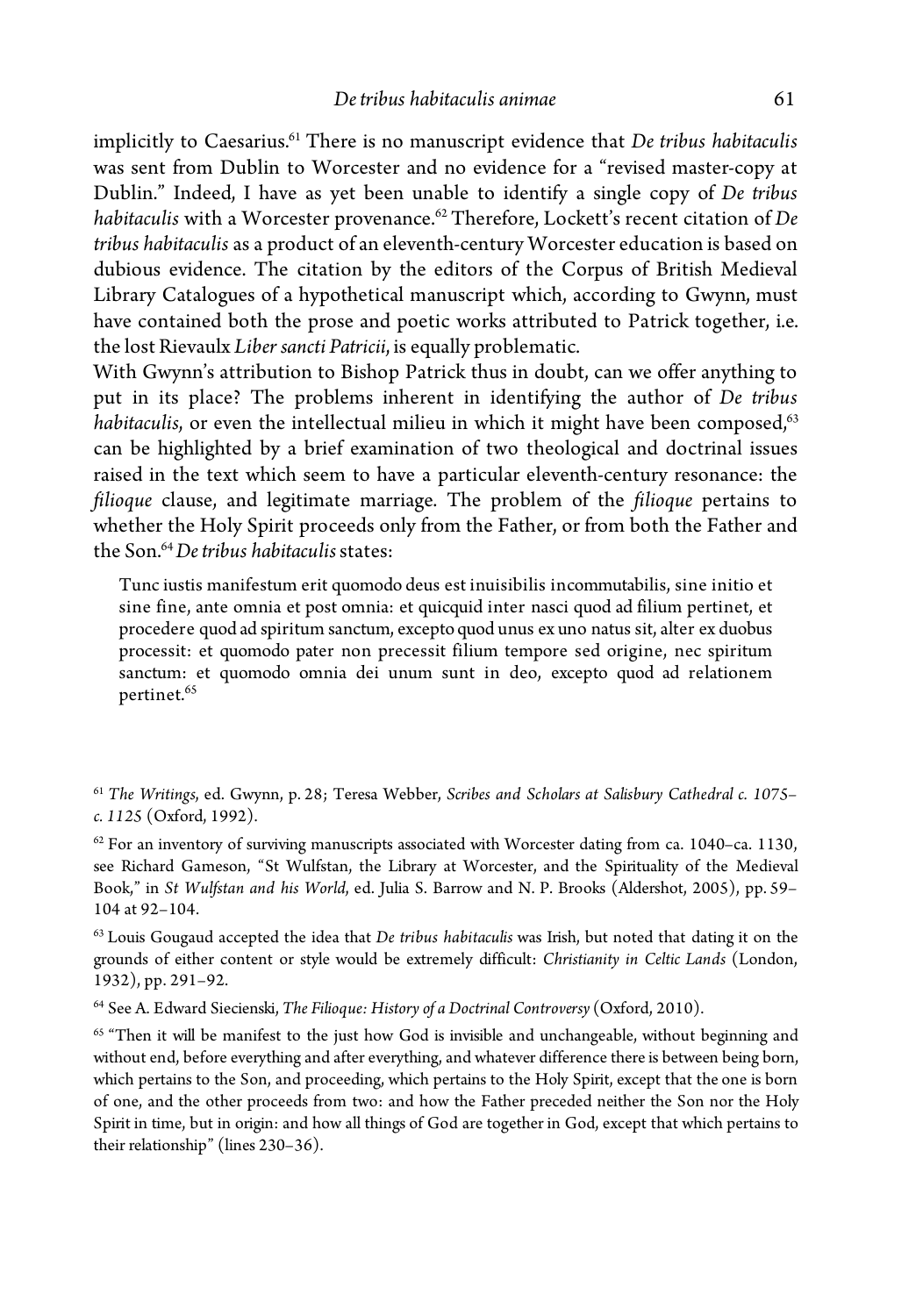implicitly to Caesarius.[61] There is no manuscript evidence that *De tribus habitaculis* was sent from Dublin to Worcester and no evidence for a "revised master-copy at Dublin." Indeed, I have as yet been unable to identify a single copy of *De tribus habitaculis* with a Worcester provenance.[62] Therefore, Lockett's recent citation of *De tribus habitaculis* as a product of an eleventh-century Worcester education is based on dubious evidence. The citation by the editors of the Corpus of British Medieval Library Catalogues of a hypothetical manuscript which, according to Gwynn, must have contained both the prose and poetic works attributed to Patrick together, i.e. the lost Rievaulx *Liber sancti Patricii*, is equally problematic.

With Gwynn's attribution to Bishop Patrick thus in doubt, can we offer anything to put in its place? The problems inherent in identifying the author of *De tribus habitaculis*, or even the intellectual milieu in which it might have been composed,[63] can be highlighted by a brief examination of two theological and doctrinal issues raised in the text which seem to have a particular eleventh-century resonance: the *filioque* clause, and legitimate marriage. The problem of the *filioque* pertains to whether the Holy Spirit proceeds only from the Father, or from both the Father and the Son.[64] *De tribus habitaculis* states:

> Tunc iustis manifestum erit quomodo deus est inuisibilis incommutabilis, sine initio et sine fine, ante omnia et post omnia: et quicquid inter nasci quod ad filium pertinet, et procedere quod ad spiritum sanctum, excepto quod unus ex uno natus sit, alter ex duobus processit: et quomodo pater non precessit filium tempore sed origine, nec spiritum sanctum: et quomodo omnia dei unum sunt in deo, excepto quod ad relationem pertinet.[65]

[61] *The Writings*, ed. Gwynn, p. 28; Teresa Webber, *Scribes and Scholars at Salisbury Cathedral c. 1075–c. 1125* (Oxford, 1992).

[62] For an inventory of surviving manuscripts associated with Worcester dating from ca. 1040–ca. 1130, see Richard Gameson, "St Wulfstan, the Library at Worcester, and the Spirituality of the Medieval Book," in *St Wulfstan and his World*, ed. Julia S. Barrow and N. P. Brooks (Aldershot, 2005), pp. 59–104 at 92–104.

[63] Louis Gougaud accepted the idea that *De tribus habitaculis* was Irish, but noted that dating it on the grounds of either content or style would be extremely difficult: *Christianity in Celtic Lands* (London, 1932), pp. 291–92.

[64] See A. Edward Siecienski, *The Filioque: History of a Doctrinal Controversy* (Oxford, 2010).

[65] "Then it will be manifest to the just how God is invisible and unchangeable, without beginning and without end, before everything and after everything, and whatever difference there is between being born, which pertains to the Son, and proceeding, which pertains to the Holy Spirit, except that the one is born of one, and the other proceeds from two: and how the Father preceded neither the Son nor the Holy Spirit in time, but in origin: and how all things of God are together in God, except that which pertains to their relationship" (lines 230–36).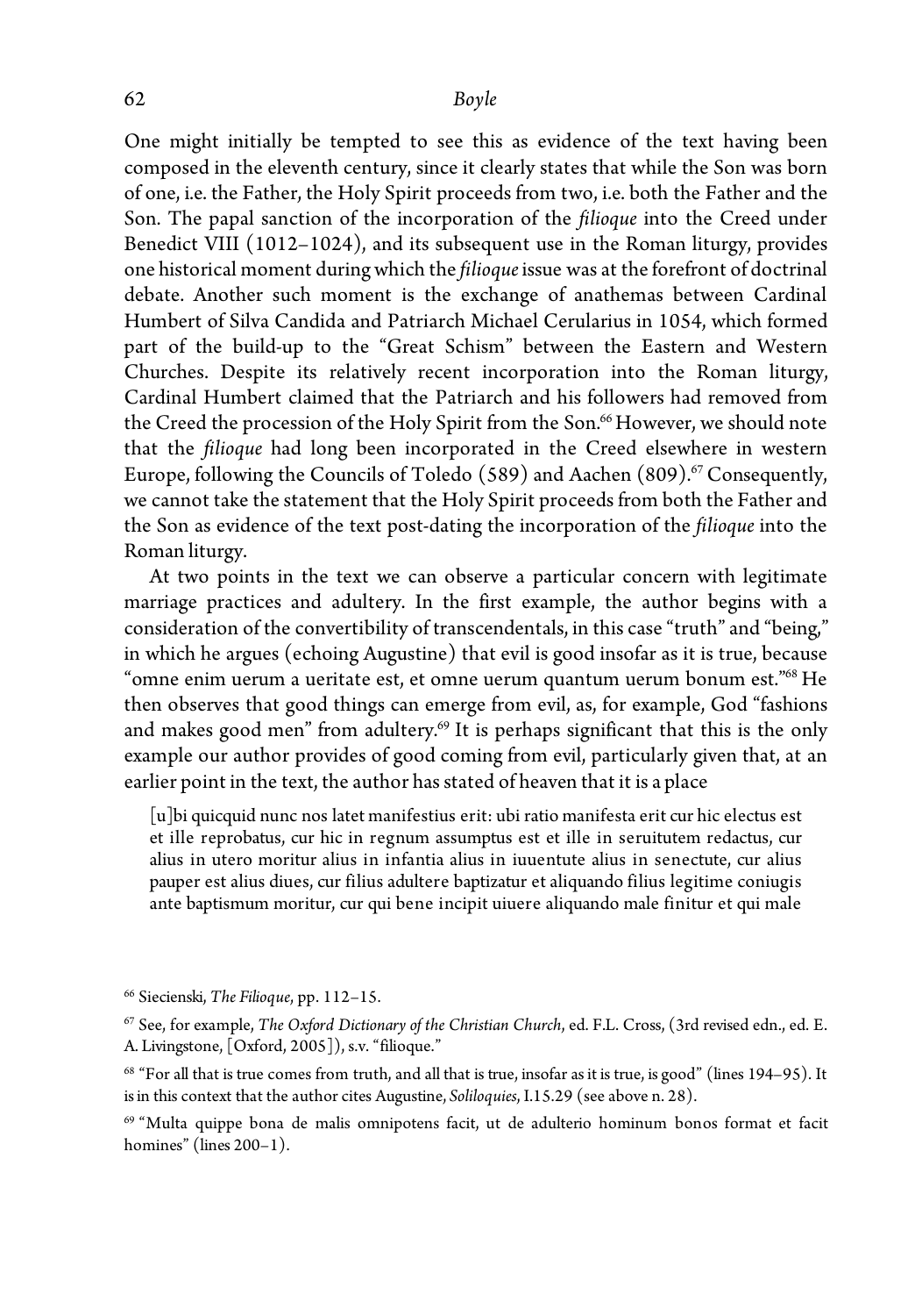One might initially be tempted to see this as evidence of the text having been composed in the eleventh century, since it clearly states that while the Son was born of one, i.e. the Father, the Holy Spirit proceeds from two, i.e. both the Father and the Son. The papal sanction of the incorporation of the *filioque* into the Creed under Benedict VIII (1012–1024), and its subsequent use in the Roman liturgy, provides one historical moment during which the *filioque* issue was at the forefront of doctrinal debate. Another such moment is the exchange of anathemas between Cardinal Humbert of Silva Candida and Patriarch Michael Cerularius in 1054, which formed part of the build-up to the "Great Schism" between the Eastern and Western Churches. Despite its relatively recent incorporation into the Roman liturgy, Cardinal Humbert claimed that the Patriarch and his followers had removed from the Creed the procession of the Holy Spirit from the Son.[66] However, we should note that the *filioque* had long been incorporated in the Creed elsewhere in western Europe, following the Councils of Toledo (589) and Aachen (809).[67] Consequently, we cannot take the statement that the Holy Spirit proceeds from both the Father and the Son as evidence of the text post-dating the incorporation of the *filioque* into the Roman liturgy.

At two points in the text we can observe a particular concern with legitimate marriage practices and adultery. In the first example, the author begins with a consideration of the convertibility of transcendentals, in this case "truth" and "being," in which he argues (echoing Augustine) that evil is good insofar as it is true, because "omne enim uerum a ueritate est, et omne uerum quantum uerum bonum est."[68] He then observes that good things can emerge from evil, as, for example, God "fashions and makes good men" from adultery.[69] It is perhaps significant that this is the only example our author provides of good coming from evil, particularly given that, at an earlier point in the text, the author has stated of heaven that it is a place

> [u]bi quicquid nunc nos latet manifestius erit: ubi ratio manifesta erit cur hic electus est et ille reprobatus, cur hic in regnum assumptus est et ille in seruitutem redactus, cur alius in utero moritur alius in infantia alius in iuuentute alius in senectute, cur alius pauper est alius diues, cur filius adultere baptizatur et aliquando filius legitime coniugis ante baptismum moritur, cur qui bene incipit uiuere aliquando male finitur et qui male

[66] Siecienski, *The Filioque*, pp. 112–15.

[67] See, for example, *The Oxford Dictionary of the Christian Church*, ed. F.L. Cross, (3rd revised edn., ed. E. A. Livingstone, [Oxford, 2005]), s.v. "filioque."

[68] "For all that is true comes from truth, and all that is true, insofar as it is true, is good" (lines 194–95). It is in this context that the author cites Augustine, *Soliloquies*, I.15.29 (see above n. 28).

[69] "Multa quippe bona de malis omnipotens facit, ut de adulterio hominum bonos format et facit homines" (lines 200–1).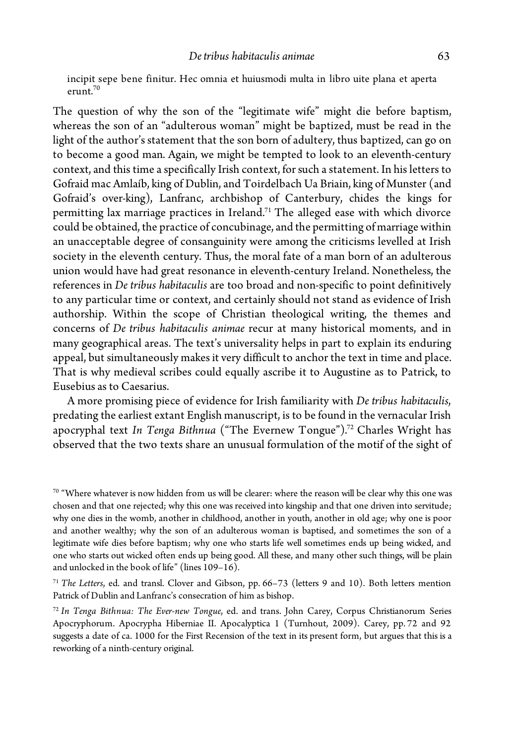incipit sepe bene finitur. Hec omnia et huiusmodi multa in libro uite plana et aperta erunt.[70]

The question of why the son of the "legitimate wife" might die before baptism, whereas the son of an "adulterous woman" might be baptized, must be read in the light of the author's statement that the son born of adultery, thus baptized, can go on to become a good man. Again, we might be tempted to look to an eleventh-century context, and this time a specifically Irish context, for such a statement. In his letters to Gofraid mac Amlaíb, king of Dublin, and Toirdelbach Ua Briain, king of Munster (and Gofraid's over-king), Lanfranc, archbishop of Canterbury, chides the kings for permitting lax marriage practices in Ireland.[71] The alleged ease with which divorce could be obtained, the practice of concubinage, and the permitting of marriage within an unacceptable degree of consanguinity were among the criticisms levelled at Irish society in the eleventh century. Thus, the moral fate of a man born of an adulterous union would have had great resonance in eleventh-century Ireland. Nonetheless, the references in *De tribus habitaculis* are too broad and non-specific to point definitively to any particular time or context, and certainly should not stand as evidence of Irish authorship. Within the scope of Christian theological writing, the themes and concerns of *De tribus habitaculis animae* recur at many historical moments, and in many geographical areas. The text's universality helps in part to explain its enduring appeal, but simultaneously makes it very difficult to anchor the text in time and place. That is why medieval scribes could equally ascribe it to Augustine as to Patrick, to Eusebius as to Caesarius.

A more promising piece of evidence for Irish familiarity with *De tribus habitaculis*, predating the earliest extant English manuscript, is to be found in the vernacular Irish apocryphal text *In Tenga Bithnua* ("The Evernew Tongue").[72] Charles Wright has observed that the two texts share an unusual formulation of the motif of the sight of

---

[70] "Where whatever is now hidden from us will be clearer: where the reason will be clear why this one was chosen and that one rejected; why this one was received into kingship and that one driven into servitude; why one dies in the womb, another in childhood, another in youth, another in old age; why one is poor and another wealthy; why the son of an adulterous woman is baptised, and sometimes the son of a legitimate wife dies before baptism; why one who starts life well sometimes ends up being wicked, and one who starts out wicked often ends up being good. All these, and many other such things, will be plain and unlocked in the book of life" (lines 109–16).

[71] *The Letters*, ed. and transl. Clover and Gibson, pp. 66–73 (letters 9 and 10). Both letters mention Patrick of Dublin and Lanfranc's consecration of him as bishop.

[72] *In Tenga Bithnua: The Ever-new Tongue*, ed. and trans. John Carey, Corpus Christianorum Series Apocryphorum. Apocrypha Hiberniae II. Apocalyptica 1 (Turnhout, 2009). Carey, pp. 72 and 92 suggests a date of ca. 1000 for the First Recension of the text in its present form, but argues that this is a reworking of a ninth-century original.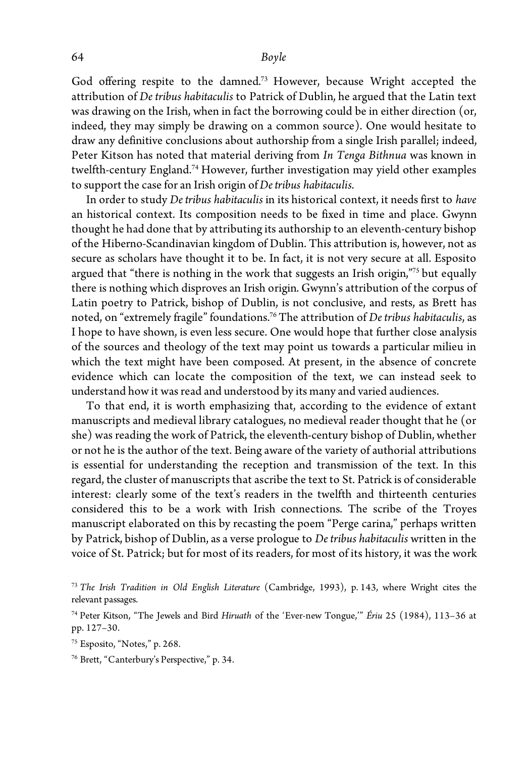God offering respite to the damned.[73] However, because Wright accepted the attribution of *De tribus habitaculis* to Patrick of Dublin, he argued that the Latin text was drawing on the Irish, when in fact the borrowing could be in either direction (or, indeed, they may simply be drawing on a common source). One would hesitate to draw any definitive conclusions about authorship from a single Irish parallel; indeed, Peter Kitson has noted that material deriving from *In Tenga Bithnua* was known in twelfth-century England.[74] However, further investigation may yield other examples to support the case for an Irish origin of *De tribus habitaculis*.

In order to study *De tribus habitaculis* in its historical context, it needs first to *have* an historical context. Its composition needs to be fixed in time and place. Gwynn thought he had done that by attributing its authorship to an eleventh-century bishop of the Hiberno-Scandinavian kingdom of Dublin. This attribution is, however, not as secure as scholars have thought it to be. In fact, it is not very secure at all. Esposito argued that "there is nothing in the work that suggests an Irish origin,"[75] but equally there is nothing which disproves an Irish origin. Gwynn's attribution of the corpus of Latin poetry to Patrick, bishop of Dublin, is not conclusive, and rests, as Brett has noted, on "extremely fragile" foundations.[76] The attribution of *De tribus habitaculis*, as I hope to have shown, is even less secure. One would hope that further close analysis of the sources and theology of the text may point us towards a particular milieu in which the text might have been composed. At present, in the absence of concrete evidence which can locate the composition of the text, we can instead seek to understand how it was read and understood by its many and varied audiences.

To that end, it is worth emphasizing that, according to the evidence of extant manuscripts and medieval library catalogues, no medieval reader thought that he (or she) was reading the work of Patrick, the eleventh-century bishop of Dublin, whether or not he is the author of the text. Being aware of the variety of authorial attributions is essential for understanding the reception and transmission of the text. In this regard, the cluster of manuscripts that ascribe the text to St. Patrick is of considerable interest: clearly some of the text's readers in the twelfth and thirteenth centuries considered this to be a work with Irish connections. The scribe of the Troyes manuscript elaborated on this by recasting the poem "Perge carina," perhaps written by Patrick, bishop of Dublin, as a verse prologue to *De tribus habitaculis* written in the voice of St. Patrick; but for most of its readers, for most of its history, it was the work

[73] *The Irish Tradition in Old English Literature* (Cambridge, 1993), p. 143, where Wright cites the relevant passages.

[74] Peter Kitson, "The Jewels and Bird *Hiruath* of the 'Ever-new Tongue,'" *Ériu* 25 (1984), 113–36 at pp. 127–30.

[75] Esposito, "Notes," p. 268.

[76] Brett, "Canterbury's Perspective," p. 34.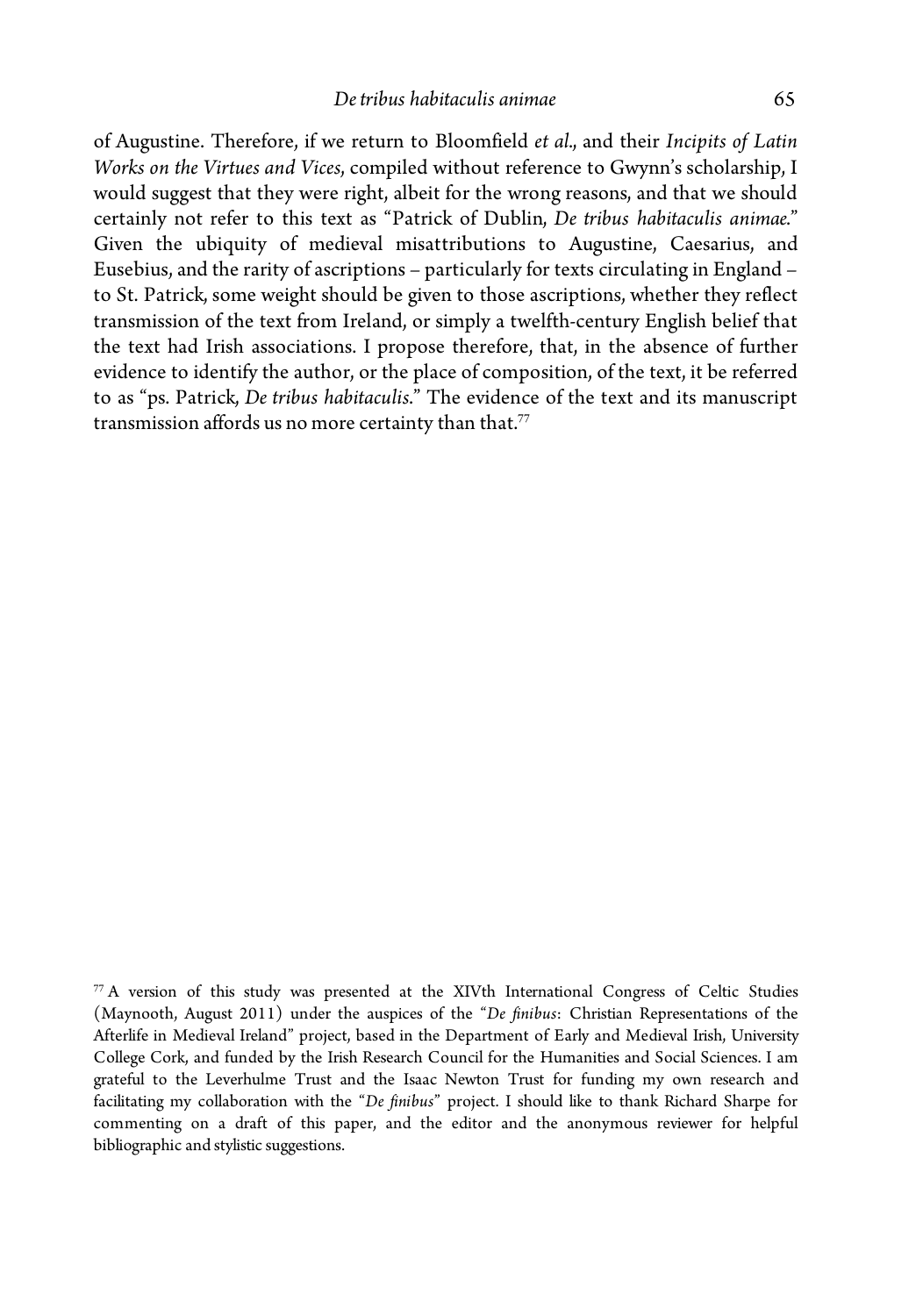of Augustine. Therefore, if we return to Bloomfield *et al.*, and their *Incipits of Latin Works on the Virtues and Vices*, compiled without reference to Gwynn's scholarship, I would suggest that they were right, albeit for the wrong reasons, and that we should certainly not refer to this text as "Patrick of Dublin, *De tribus habitaculis animae*." Given the ubiquity of medieval misattributions to Augustine, Caesarius, and Eusebius, and the rarity of ascriptions – particularly for texts circulating in England – to St. Patrick, some weight should be given to those ascriptions, whether they reflect transmission of the text from Ireland, or simply a twelfth-century English belief that the text had Irish associations. I propose therefore, that, in the absence of further evidence to identify the author, or the place of composition, of the text, it be referred to as "ps. Patrick, *De tribus habitaculis*." The evidence of the text and its manuscript transmission affords us no more certainty than that.[77]

[77] A version of this study was presented at the XIVth International Congress of Celtic Studies (Maynooth, August 2011) under the auspices of the "*De finibus*: Christian Representations of the Afterlife in Medieval Ireland" project, based in the Department of Early and Medieval Irish, University College Cork, and funded by the Irish Research Council for the Humanities and Social Sciences. I am grateful to the Leverhulme Trust and the Isaac Newton Trust for funding my own research and facilitating my collaboration with the "*De finibus*" project. I should like to thank Richard Sharpe for commenting on a draft of this paper, and the editor and the anonymous reviewer for helpful bibliographic and stylistic suggestions.